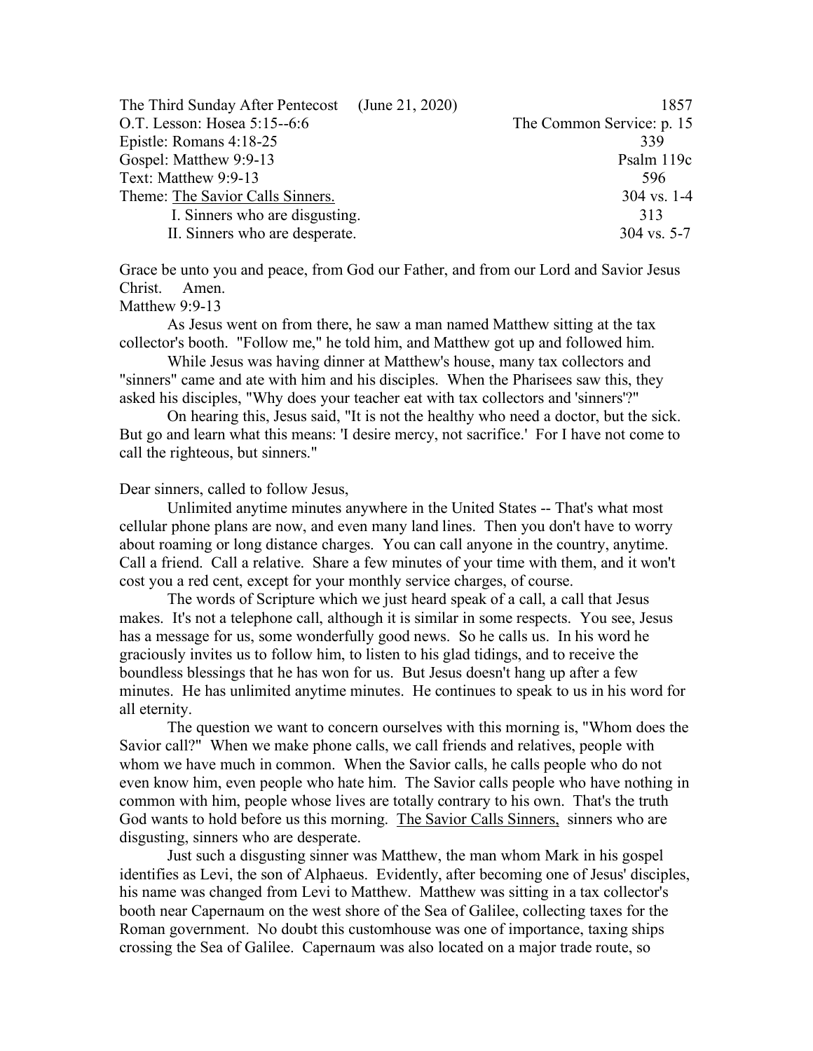| | |
|---|---|
| The Third Sunday After Pentecost (June 21, 2020) | 1857 |
| O.T. Lesson: Hosea 5:15--6:6 | The Common Service: p. 15 |
| Epistle: Romans 4:18-25 | 339 |
| Gospel: Matthew 9:9-13 | Psalm 119c |
| Text: Matthew 9:9-13 | 596 |
| Theme: <u>The Savior Calls Sinners.</u> | 304 vs. 1-4 |
| I. Sinners who are disgusting. | 313 |
| II. Sinners who are desperate. | 304 vs. 5-7 |

Grace be unto you and peace, from God our Father, and from our Lord and Savior Jesus Christ. Amen.

Matthew 9:9-13

As Jesus went on from there, he saw a man named Matthew sitting at the tax collector's booth. "Follow me," he told him, and Matthew got up and followed him.

While Jesus was having dinner at Matthew's house, many tax collectors and "sinners" came and ate with him and his disciples. When the Pharisees saw this, they asked his disciples, "Why does your teacher eat with tax collectors and 'sinners'?"

On hearing this, Jesus said, "It is not the healthy who need a doctor, but the sick. But go and learn what this means: 'I desire mercy, not sacrifice.' For I have not come to call the righteous, but sinners."

Dear sinners, called to follow Jesus,

Unlimited anytime minutes anywhere in the United States -- That's what most cellular phone plans are now, and even many land lines. Then you don't have to worry about roaming or long distance charges. You can call anyone in the country, anytime. Call a friend. Call a relative. Share a few minutes of your time with them, and it won't cost you a red cent, except for your monthly service charges, of course.

The words of Scripture which we just heard speak of a call, a call that Jesus makes. It's not a telephone call, although it is similar in some respects. You see, Jesus has a message for us, some wonderfully good news. So he calls us. In his word he graciously invites us to follow him, to listen to his glad tidings, and to receive the boundless blessings that he has won for us. But Jesus doesn't hang up after a few minutes. He has unlimited anytime minutes. He continues to speak to us in his word for all eternity.

The question we want to concern ourselves with this morning is, "Whom does the Savior call?" When we make phone calls, we call friends and relatives, people with whom we have much in common. When the Savior calls, he calls people who do not even know him, even people who hate him. The Savior calls people who have nothing in common with him, people whose lives are totally contrary to his own. That's the truth God wants to hold before us this morning. <u>The Savior Calls Sinners,</u> sinners who are disgusting, sinners who are desperate.

Just such a disgusting sinner was Matthew, the man whom Mark in his gospel identifies as Levi, the son of Alphaeus. Evidently, after becoming one of Jesus' disciples, his name was changed from Levi to Matthew. Matthew was sitting in a tax collector's booth near Capernaum on the west shore of the Sea of Galilee, collecting taxes for the Roman government. No doubt this customhouse was one of importance, taxing ships crossing the Sea of Galilee. Capernaum was also located on a major trade route, so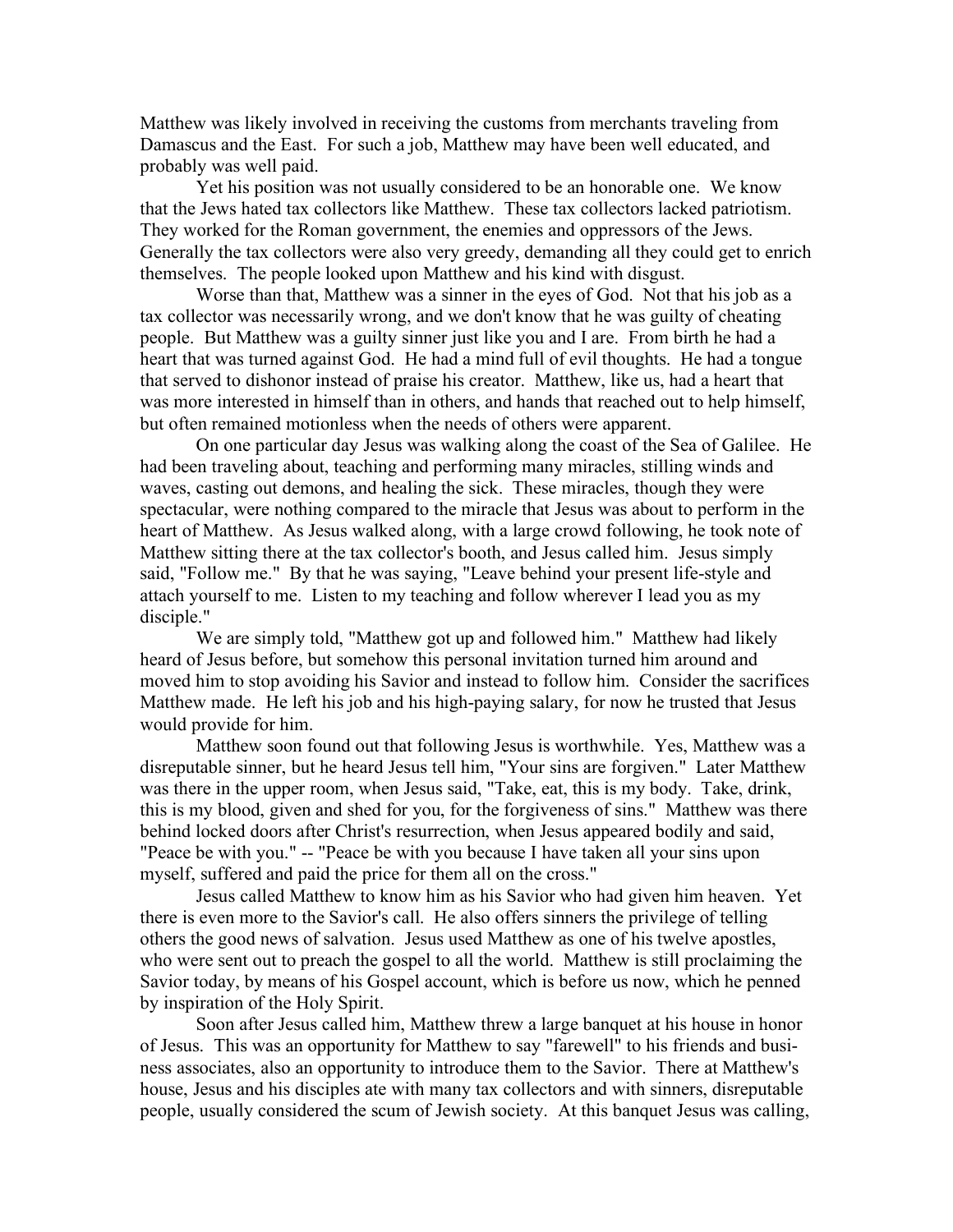Matthew was likely involved in receiving the customs from merchants traveling from Damascus and the East. For such a job, Matthew may have been well educated, and probably was well paid.

Yet his position was not usually considered to be an honorable one. We know that the Jews hated tax collectors like Matthew. These tax collectors lacked patriotism. They worked for the Roman government, the enemies and oppressors of the Jews. Generally the tax collectors were also very greedy, demanding all they could get to enrich themselves. The people looked upon Matthew and his kind with disgust.

Worse than that, Matthew was a sinner in the eyes of God. Not that his job as a tax collector was necessarily wrong, and we don't know that he was guilty of cheating people. But Matthew was a guilty sinner just like you and I are. From birth he had a heart that was turned against God. He had a mind full of evil thoughts. He had a tongue that served to dishonor instead of praise his creator. Matthew, like us, had a heart that was more interested in himself than in others, and hands that reached out to help himself, but often remained motionless when the needs of others were apparent.

On one particular day Jesus was walking along the coast of the Sea of Galilee. He had been traveling about, teaching and performing many miracles, stilling winds and waves, casting out demons, and healing the sick. These miracles, though they were spectacular, were nothing compared to the miracle that Jesus was about to perform in the heart of Matthew. As Jesus walked along, with a large crowd following, he took note of Matthew sitting there at the tax collector's booth, and Jesus called him. Jesus simply said, "Follow me." By that he was saying, "Leave behind your present life-style and attach yourself to me. Listen to my teaching and follow wherever I lead you as my disciple."

We are simply told, "Matthew got up and followed him." Matthew had likely heard of Jesus before, but somehow this personal invitation turned him around and moved him to stop avoiding his Savior and instead to follow him. Consider the sacrifices Matthew made. He left his job and his high-paying salary, for now he trusted that Jesus would provide for him.

Matthew soon found out that following Jesus is worthwhile. Yes, Matthew was a disreputable sinner, but he heard Jesus tell him, "Your sins are forgiven." Later Matthew was there in the upper room, when Jesus said, "Take, eat, this is my body. Take, drink, this is my blood, given and shed for you, for the forgiveness of sins." Matthew was there behind locked doors after Christ's resurrection, when Jesus appeared bodily and said, "Peace be with you." -- "Peace be with you because I have taken all your sins upon myself, suffered and paid the price for them all on the cross."

Jesus called Matthew to know him as his Savior who had given him heaven. Yet there is even more to the Savior's call. He also offers sinners the privilege of telling others the good news of salvation. Jesus used Matthew as one of his twelve apostles, who were sent out to preach the gospel to all the world. Matthew is still proclaiming the Savior today, by means of his Gospel account, which is before us now, which he penned by inspiration of the Holy Spirit.

Soon after Jesus called him, Matthew threw a large banquet at his house in honor of Jesus. This was an opportunity for Matthew to say "farewell" to his friends and business associates, also an opportunity to introduce them to the Savior. There at Matthew's house, Jesus and his disciples ate with many tax collectors and with sinners, disreputable people, usually considered the scum of Jewish society. At this banquet Jesus was calling,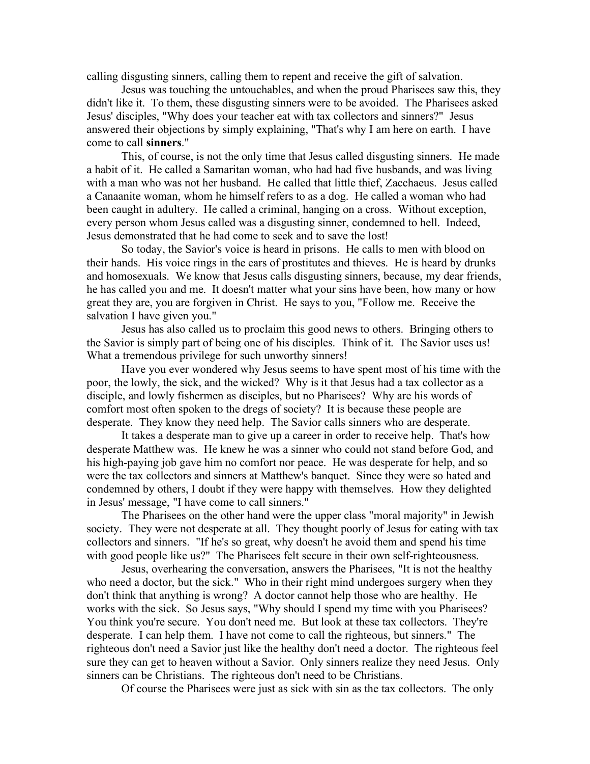calling disgusting sinners, calling them to repent and receive the gift of salvation.

Jesus was touching the untouchables, and when the proud Pharisees saw this, they didn't like it. To them, these disgusting sinners were to be avoided. The Pharisees asked Jesus' disciples, "Why does your teacher eat with tax collectors and sinners?" Jesus answered their objections by simply explaining, "That's why I am here on earth. I have come to call **sinners**."

This, of course, is not the only time that Jesus called disgusting sinners. He made a habit of it. He called a Samaritan woman, who had had five husbands, and was living with a man who was not her husband. He called that little thief, Zacchaeus. Jesus called a Canaanite woman, whom he himself refers to as a dog. He called a woman who had been caught in adultery. He called a criminal, hanging on a cross. Without exception, every person whom Jesus called was a disgusting sinner, condemned to hell. Indeed, Jesus demonstrated that he had come to seek and to save the lost!

So today, the Savior's voice is heard in prisons. He calls to men with blood on their hands. His voice rings in the ears of prostitutes and thieves. He is heard by drunks and homosexuals. We know that Jesus calls disgusting sinners, because, my dear friends, he has called you and me. It doesn't matter what your sins have been, how many or how great they are, you are forgiven in Christ. He says to you, "Follow me. Receive the salvation I have given you."

Jesus has also called us to proclaim this good news to others. Bringing others to the Savior is simply part of being one of his disciples. Think of it. The Savior uses us! What a tremendous privilege for such unworthy sinners!

Have you ever wondered why Jesus seems to have spent most of his time with the poor, the lowly, the sick, and the wicked? Why is it that Jesus had a tax collector as a disciple, and lowly fishermen as disciples, but no Pharisees? Why are his words of comfort most often spoken to the dregs of society? It is because these people are desperate. They know they need help. The Savior calls sinners who are desperate.

It takes a desperate man to give up a career in order to receive help. That's how desperate Matthew was. He knew he was a sinner who could not stand before God, and his high-paying job gave him no comfort nor peace. He was desperate for help, and so were the tax collectors and sinners at Matthew's banquet. Since they were so hated and condemned by others, I doubt if they were happy with themselves. How they delighted in Jesus' message, "I have come to call sinners."

The Pharisees on the other hand were the upper class "moral majority" in Jewish society. They were not desperate at all. They thought poorly of Jesus for eating with tax collectors and sinners. "If he's so great, why doesn't he avoid them and spend his time with good people like us?" The Pharisees felt secure in their own self-righteousness.

Jesus, overhearing the conversation, answers the Pharisees, "It is not the healthy who need a doctor, but the sick." Who in their right mind undergoes surgery when they don't think that anything is wrong? A doctor cannot help those who are healthy. He works with the sick. So Jesus says, "Why should I spend my time with you Pharisees? You think you're secure. You don't need me. But look at these tax collectors. They're desperate. I can help them. I have not come to call the righteous, but sinners." The righteous don't need a Savior just like the healthy don't need a doctor. The righteous feel sure they can get to heaven without a Savior. Only sinners realize they need Jesus. Only sinners can be Christians. The righteous don't need to be Christians.

Of course the Pharisees were just as sick with sin as the tax collectors. The only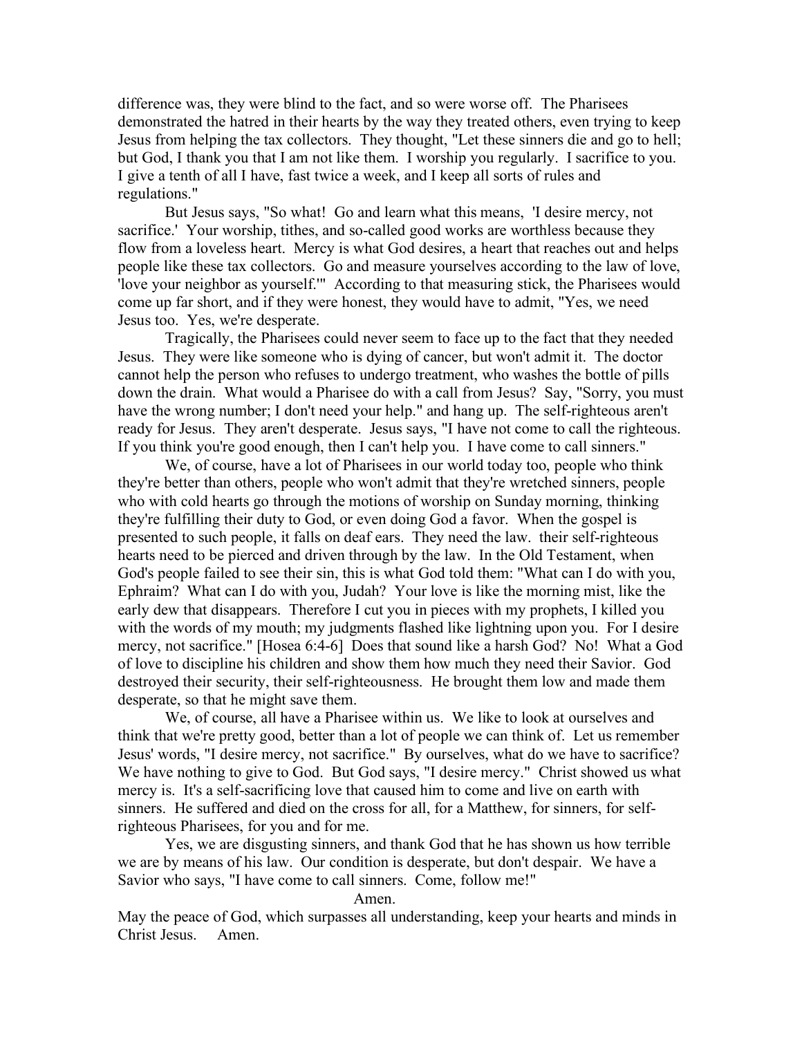difference was, they were blind to the fact, and so were worse off. The Pharisees demonstrated the hatred in their hearts by the way they treated others, even trying to keep Jesus from helping the tax collectors. They thought, "Let these sinners die and go to hell; but God, I thank you that I am not like them. I worship you regularly. I sacrifice to you. I give a tenth of all I have, fast twice a week, and I keep all sorts of rules and regulations."

But Jesus says, "So what! Go and learn what this means, 'I desire mercy, not sacrifice.' Your worship, tithes, and so-called good works are worthless because they flow from a loveless heart. Mercy is what God desires, a heart that reaches out and helps people like these tax collectors. Go and measure yourselves according to the law of love, 'love your neighbor as yourself.'" According to that measuring stick, the Pharisees would come up far short, and if they were honest, they would have to admit, "Yes, we need Jesus too. Yes, we're desperate.

Tragically, the Pharisees could never seem to face up to the fact that they needed Jesus. They were like someone who is dying of cancer, but won't admit it. The doctor cannot help the person who refuses to undergo treatment, who washes the bottle of pills down the drain. What would a Pharisee do with a call from Jesus? Say, "Sorry, you must have the wrong number; I don't need your help." and hang up. The self-righteous aren't ready for Jesus. They aren't desperate. Jesus says, "I have not come to call the righteous. If you think you're good enough, then I can't help you. I have come to call sinners."

We, of course, have a lot of Pharisees in our world today too, people who think they're better than others, people who won't admit that they're wretched sinners, people who with cold hearts go through the motions of worship on Sunday morning, thinking they're fulfilling their duty to God, or even doing God a favor. When the gospel is presented to such people, it falls on deaf ears. They need the law. their self-righteous hearts need to be pierced and driven through by the law. In the Old Testament, when God's people failed to see their sin, this is what God told them: "What can I do with you, Ephraim? What can I do with you, Judah? Your love is like the morning mist, like the early dew that disappears. Therefore I cut you in pieces with my prophets, I killed you with the words of my mouth; my judgments flashed like lightning upon you. For I desire mercy, not sacrifice." [Hosea 6:4-6] Does that sound like a harsh God? No! What a God of love to discipline his children and show them how much they need their Savior. God destroyed their security, their self-righteousness. He brought them low and made them desperate, so that he might save them.

We, of course, all have a Pharisee within us. We like to look at ourselves and think that we're pretty good, better than a lot of people we can think of. Let us remember Jesus' words, "I desire mercy, not sacrifice." By ourselves, what do we have to sacrifice? We have nothing to give to God. But God says, "I desire mercy." Christ showed us what mercy is. It's a self-sacrificing love that caused him to come and live on earth with sinners. He suffered and died on the cross for all, for a Matthew, for sinners, for self-righteous Pharisees, for you and for me.

Yes, we are disgusting sinners, and thank God that he has shown us how terrible we are by means of his law. Our condition is desperate, but don't despair. We have a Savior who says, "I have come to call sinners. Come, follow me!"

Amen.

May the peace of God, which surpasses all understanding, keep your hearts and minds in Christ Jesus. Amen.